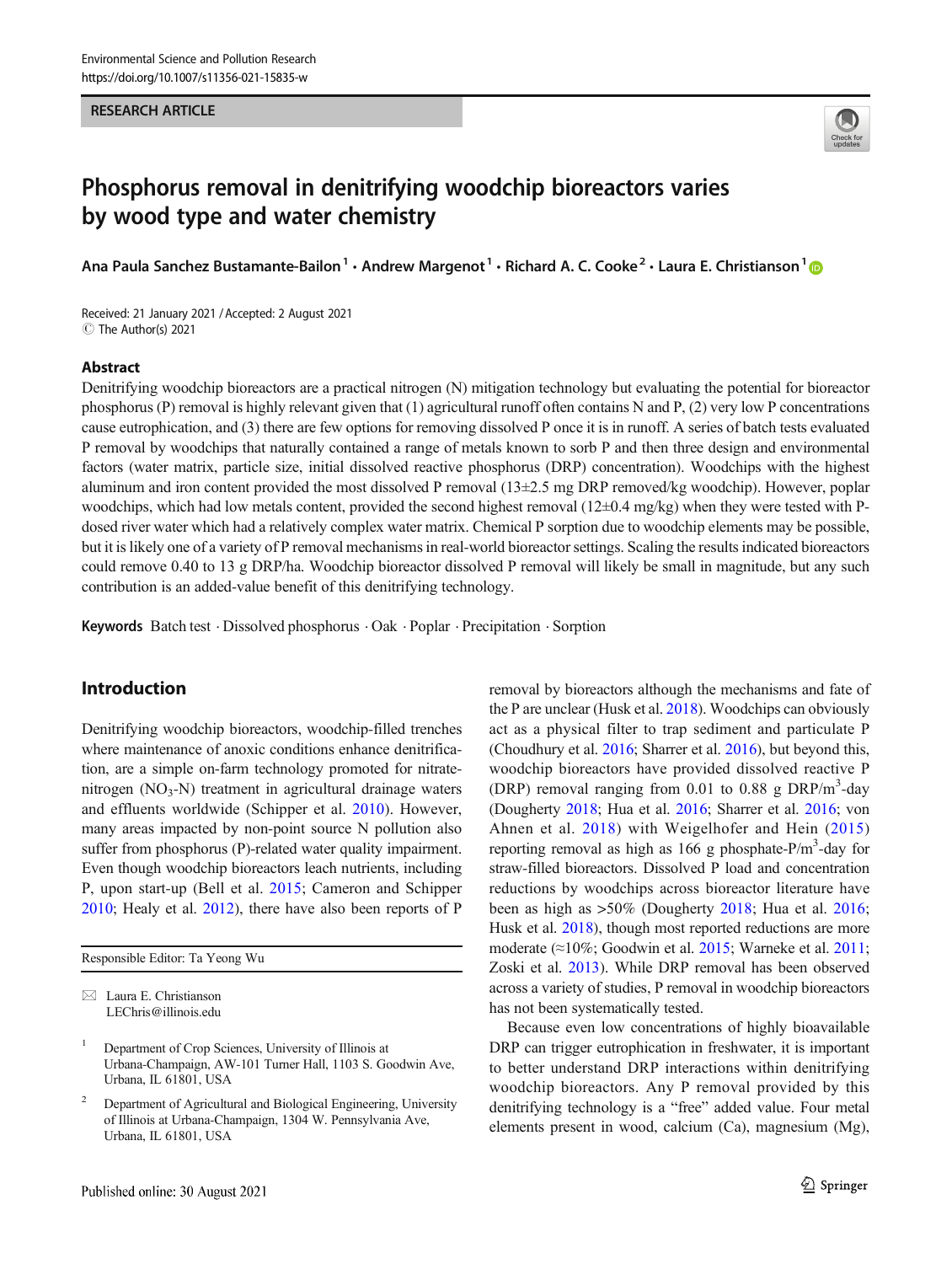RESEARCH ARTICLE

# Phosphorus removal in denitrifying woodchip bioreactors varies by wood type and water chemistry

Ana Paula Sanchez Bustamante-Bailon[1] · Andrew Margenot[1] · Richard A. C. Cooke[2] · Laura E. Christianson[1]

Received: 21 January 2021 / Accepted: 2 August 2021
© The Author(s) 2021

## Abstract

Denitrifying woodchip bioreactors are a practical nitrogen (N) mitigation technology but evaluating the potential for bioreactor phosphorus (P) removal is highly relevant given that (1) agricultural runoff often contains N and P, (2) very low P concentrations cause eutrophication, and (3) there are few options for removing dissolved P once it is in runoff. A series of batch tests evaluated P removal by woodchips that naturally contained a range of metals known to sorb P and then three design and environmental factors (water matrix, particle size, initial dissolved reactive phosphorus (DRP) concentration). Woodchips with the highest aluminum and iron content provided the most dissolved P removal (13±2.5 mg DRP removed/kg woodchip). However, poplar woodchips, which had low metals content, provided the second highest removal (12±0.4 mg/kg) when they were tested with P-dosed river water which had a relatively complex water matrix. Chemical P sorption due to woodchip elements may be possible, but it is likely one of a variety of P removal mechanisms in real-world bioreactor settings. Scaling the results indicated bioreactors could remove 0.40 to 13 g DRP/ha. Woodchip bioreactor dissolved P removal will likely be small in magnitude, but any such contribution is an added-value benefit of this denitrifying technology.

**Keywords** Batch test · Dissolved phosphorus · Oak · Poplar · Precipitation · Sorption

## Introduction

Denitrifying woodchip bioreactors, woodchip-filled trenches where maintenance of anoxic conditions enhance denitrification, are a simple on-farm technology promoted for nitrate-nitrogen ($NO_3$-N) treatment in agricultural drainage waters and effluents worldwide (Schipper et al. 2010). However, many areas impacted by non-point source N pollution also suffer from phosphorus (P)-related water quality impairment. Even though woodchip bioreactors leach nutrients, including P, upon start-up (Bell et al. 2015; Cameron and Schipper 2010; Healy et al. 2012), there have also been reports of P removal by bioreactors although the mechanisms and fate of the P are unclear (Husk et al. 2018). Woodchips can obviously act as a physical filter to trap sediment and particulate P (Choudhury et al. 2016; Sharrer et al. 2016), but beyond this, woodchip bioreactors have provided dissolved reactive P (DRP) removal ranging from 0.01 to 0.88 g DRP/m$^3$-day (Dougherty 2018; Hua et al. 2016; Sharrer et al. 2016; von Ahnen et al. 2018) with Weigelhofer and Hein (2015) reporting removal as high as 166 g phosphate-P/m$^3$-day for straw-filled bioreactors. Dissolved P load and concentration reductions by woodchips across bioreactor literature have been as high as >50% (Dougherty 2018; Hua et al. 2016; Husk et al. 2018), though most reported reductions are more moderate (≈10%; Goodwin et al. 2015; Warneke et al. 2011; Zoski et al. 2013). While DRP removal has been observed across a variety of studies, P removal in woodchip bioreactors has not been systematically tested.

Because even low concentrations of highly bioavailable DRP can trigger eutrophication in freshwater, it is important to better understand DRP interactions within denitrifying woodchip bioreactors. Any P removal provided by this denitrifying technology is a "free" added value. Four metal elements present in wood, calcium (Ca), magnesium (Mg),

Responsible Editor: Ta Yeong Wu

✉ Laura E. Christianson
LEChris@illinois.edu

[1] Department of Crop Sciences, University of Illinois at Urbana-Champaign, AW-101 Turner Hall, 1103 S. Goodwin Ave, Urbana, IL 61801, USA

[2] Department of Agricultural and Biological Engineering, University of Illinois at Urbana-Champaign, 1304 W. Pennsylvania Ave, Urbana, IL 61801, USA

Published online: 30 August 2021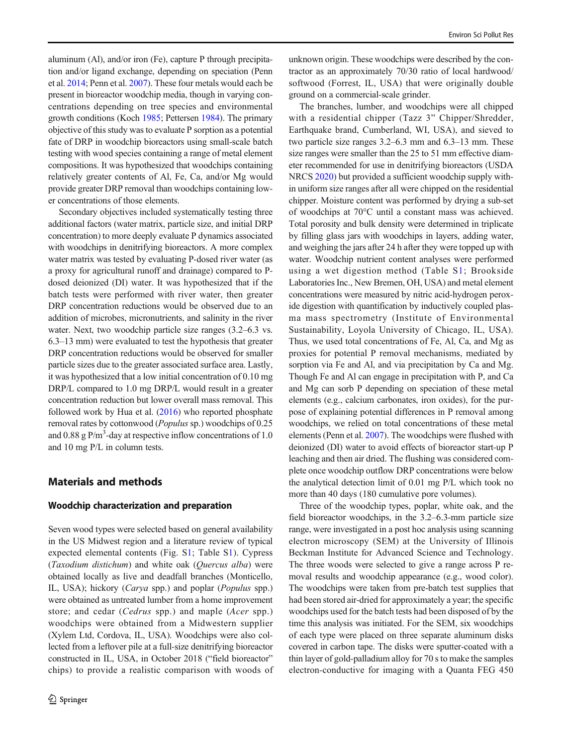aluminum (Al), and/or iron (Fe), capture P through precipitation and/or ligand exchange, depending on speciation (Penn et al. 2014; Penn et al. 2007). These four metals would each be present in bioreactor woodchip media, though in varying concentrations depending on tree species and environmental growth conditions (Koch 1985; Pettersen 1984). The primary objective of this study was to evaluate P sorption as a potential fate of DRP in woodchip bioreactors using small-scale batch testing with wood species containing a range of metal element compositions. It was hypothesized that woodchips containing relatively greater contents of Al, Fe, Ca, and/or Mg would provide greater DRP removal than woodchips containing lower concentrations of those elements.

Secondary objectives included systematically testing three additional factors (water matrix, particle size, and initial DRP concentration) to more deeply evaluate P dynamics associated with woodchips in denitrifying bioreactors. A more complex water matrix was tested by evaluating P-dosed river water (as a proxy for agricultural runoff and drainage) compared to P-dosed deionized (DI) water. It was hypothesized that if the batch tests were performed with river water, then greater DRP concentration reductions would be observed due to an addition of microbes, micronutrients, and salinity in the river water. Next, two woodchip particle size ranges (3.2–6.3 vs. 6.3–13 mm) were evaluated to test the hypothesis that greater DRP concentration reductions would be observed for smaller particle sizes due to the greater associated surface area. Lastly, it was hypothesized that a low initial concentration of 0.10 mg DRP/L compared to 1.0 mg DRP/L would result in a greater concentration reduction but lower overall mass removal. This followed work by Hua et al. (2016) who reported phosphate removal rates by cottonwood (*Populus* sp.) woodchips of 0.25 and 0.88 g P/m$^3$-day at respective inflow concentrations of 1.0 and 10 mg P/L in column tests.

## Materials and methods

### Woodchip characterization and preparation

Seven wood types were selected based on general availability in the US Midwest region and a literature review of typical expected elemental contents (Fig. S1; Table S1). Cypress (*Taxodium distichum*) and white oak (*Quercus alba*) were obtained locally as live and deadfall branches (Monticello, IL, USA); hickory (*Carya* spp.) and poplar (*Populus* spp.) were obtained as untreated lumber from a home improvement store; and cedar (*Cedrus* spp.) and maple (*Acer* spp.) woodchips were obtained from a Midwestern supplier (Xylem Ltd, Cordova, IL, USA). Woodchips were also collected from a leftover pile at a full-size denitrifying bioreactor constructed in IL, USA, in October 2018 ("field bioreactor" chips) to provide a realistic comparison with woods of unknown origin. These woodchips were described by the contractor as an approximately 70/30 ratio of local hardwood/softwood (Forrest, IL, USA) that were originally double ground on a commercial-scale grinder.

The branches, lumber, and woodchips were all chipped with a residential chipper (Tazz 3" Chipper/Shredder, Earthquake brand, Cumberland, WI, USA), and sieved to two particle size ranges 3.2–6.3 mm and 6.3–13 mm. These size ranges were smaller than the 25 to 51 mm effective diameter recommended for use in denitrifying bioreactors (USDA NRCS 2020) but provided a sufficient woodchip supply within uniform size ranges after all were chipped on the residential chipper. Moisture content was performed by drying a sub-set of woodchips at 70°C until a constant mass was achieved. Total porosity and bulk density were determined in triplicate by filling glass jars with woodchips in layers, adding water, and weighing the jars after 24 h after they were topped up with water. Woodchip nutrient content analyses were performed using a wet digestion method (Table S1; Brookside Laboratories Inc., New Bremen, OH, USA) and metal element concentrations were measured by nitric acid-hydrogen peroxide digestion with quantification by inductively coupled plasma mass spectrometry (Institute of Environmental Sustainability, Loyola University of Chicago, IL, USA). Thus, we used total concentrations of Fe, Al, Ca, and Mg as proxies for potential P removal mechanisms, mediated by sorption via Fe and Al, and via precipitation by Ca and Mg. Though Fe and Al can engage in precipitation with P, and Ca and Mg can sorb P depending on speciation of these metal elements (e.g., calcium carbonates, iron oxides), for the purpose of explaining potential differences in P removal among woodchips, we relied on total concentrations of these metal elements (Penn et al. 2007). The woodchips were flushed with deionized (DI) water to avoid effects of bioreactor start-up P leaching and then air dried. The flushing was considered complete once woodchip outflow DRP concentrations were below the analytical detection limit of 0.01 mg P/L which took no more than 40 days (180 cumulative pore volumes).

Three of the woodchip types, poplar, white oak, and the field bioreactor woodchips, in the 3.2–6.3-mm particle size range, were investigated in a post hoc analysis using scanning electron microscopy (SEM) at the University of Illinois Beckman Institute for Advanced Science and Technology. The three woods were selected to give a range across P removal results and woodchip appearance (e.g., wood color). The woodchips were taken from pre-batch test supplies that had been stored air-dried for approximately a year; the specific woodchips used for the batch tests had been disposed of by the time this analysis was initiated. For the SEM, six woodchips of each type were placed on three separate aluminum disks covered in carbon tape. The disks were sputter-coated with a thin layer of gold-palladium alloy for 70 s to make the samples electron-conductive for imaging with a Quanta FEG 450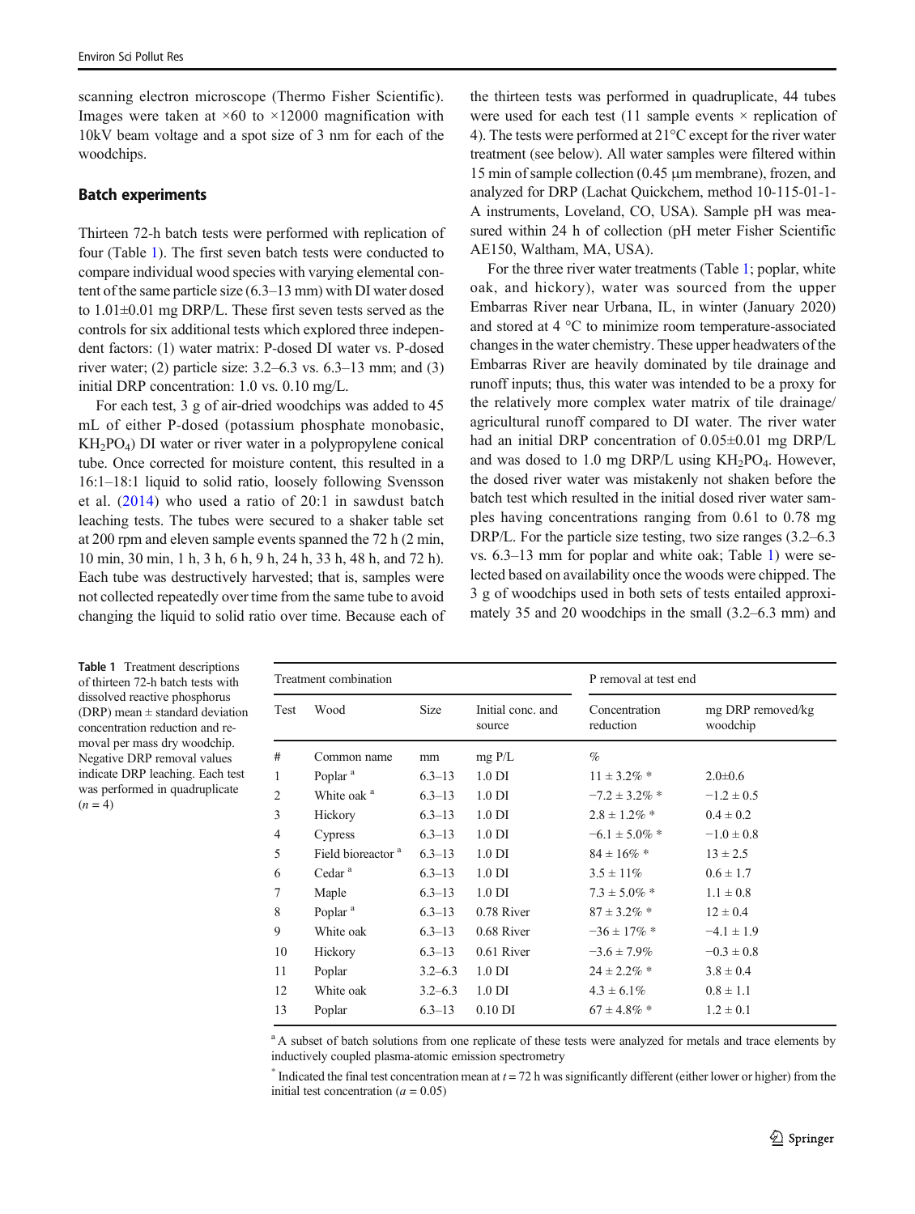scanning electron microscope (Thermo Fisher Scientific). Images were taken at ×60 to ×12000 magnification with 10kV beam voltage and a spot size of 3 nm for each of the woodchips.

## Batch experiments

Thirteen 72-h batch tests were performed with replication of four (Table 1). The first seven batch tests were conducted to compare individual wood species with varying elemental content of the same particle size (6.3–13 mm) with DI water dosed to 1.01±0.01 mg DRP/L. These first seven tests served as the controls for six additional tests which explored three independent factors: (1) water matrix: P-dosed DI water vs. P-dosed river water; (2) particle size: 3.2–6.3 vs. 6.3–13 mm; and (3) initial DRP concentration: 1.0 vs. 0.10 mg/L.

For each test, 3 g of air-dried woodchips was added to 45 mL of either P-dosed (potassium phosphate monobasic, $KH_2PO_4$) DI water or river water in a polypropylene conical tube. Once corrected for moisture content, this resulted in a 16:1–18:1 liquid to solid ratio, loosely following Svensson et al. (2014) who used a ratio of 20:1 in sawdust batch leaching tests. The tubes were secured to a shaker table set at 200 rpm and eleven sample events spanned the 72 h (2 min, 10 min, 30 min, 1 h, 3 h, 6 h, 9 h, 24 h, 33 h, 48 h, and 72 h). Each tube was destructively harvested; that is, samples were not collected repeatedly over time from the same tube to avoid changing the liquid to solid ratio over time. Because each of the thirteen tests was performed in quadruplicate, 44 tubes were used for each test (11 sample events × replication of 4). The tests were performed at 21°C except for the river water treatment (see below). All water samples were filtered within 15 min of sample collection (0.45 μm membrane), frozen, and analyzed for DRP (Lachat Quickchem, method 10-115-01-1-A instruments, Loveland, CO, USA). Sample pH was measured within 24 h of collection (pH meter Fisher Scientific AE150, Waltham, MA, USA).

For the three river water treatments (Table 1; poplar, white oak, and hickory), water was sourced from the upper Embarras River near Urbana, IL, in winter (January 2020) and stored at 4 °C to minimize room temperature-associated changes in the water chemistry. These upper headwaters of the Embarras River are heavily dominated by tile drainage and runoff inputs; thus, this water was intended to be a proxy for the relatively more complex water matrix of tile drainage/agricultural runoff compared to DI water. The river water had an initial DRP concentration of 0.05±0.01 mg DRP/L and was dosed to 1.0 mg DRP/L using $KH_2PO_4$. However, the dosed river water was mistakenly not shaken before the batch test which resulted in the initial dosed river water samples having concentrations ranging from 0.61 to 0.78 mg DRP/L. For the particle size testing, two size ranges (3.2–6.3 vs. 6.3–13 mm for poplar and white oak; Table 1) were selected based on availability once the woods were chipped. The 3 g of woodchips used in both sets of tests entailed approximately 35 and 20 woodchips in the small (3.2–6.3 mm) and

**Table 1** Treatment descriptions of thirteen 72-h batch tests with dissolved reactive phosphorus (DRP) mean ± standard deviation concentration reduction and removal per mass dry woodchip. Negative DRP removal values indicate DRP leaching. Each test was performed in quadruplicate (n = 4)

| Treatment combination | | | | P removal at test end | |
|---|---|---|---|---|---|
| Test | Wood | Size | Initial conc. and source | Concentration reduction | mg DRP removed/kg woodchip |
| # | Common name | mm | mg P/L | % | |
| 1 | Poplar [a] | 6.3–13 | 1.0 DI | 11 ± 3.2% * | 2.0±0.6 |
| 2 | White oak [a] | 6.3–13 | 1.0 DI | −7.2 ± 3.2% * | −1.2 ± 0.5 |
| 3 | Hickory | 6.3–13 | 1.0 DI | 2.8 ± 1.2% * | 0.4 ± 0.2 |
| 4 | Cypress | 6.3–13 | 1.0 DI | −6.1 ± 5.0% * | −1.0 ± 0.8 |
| 5 | Field bioreactor [a] | 6.3–13 | 1.0 DI | 84 ± 16% * | 13 ± 2.5 |
| 6 | Cedar [a] | 6.3–13 | 1.0 DI | 3.5 ± 11% | 0.6 ± 1.7 |
| 7 | Maple | 6.3–13 | 1.0 DI | 7.3 ± 5.0% * | 1.1 ± 0.8 |
| 8 | Poplar [a] | 6.3–13 | 0.78 River | 87 ± 3.2% * | 12 ± 0.4 |
| 9 | White oak | 6.3–13 | 0.68 River | −36 ± 17% * | −4.1 ± 1.9 |
| 10 | Hickory | 6.3–13 | 0.61 River | −3.6 ± 7.9% | −0.3 ± 0.8 |
| 11 | Poplar | 3.2–6.3 | 1.0 DI | 24 ± 2.2% * | 3.8 ± 0.4 |
| 12 | White oak | 3.2–6.3 | 1.0 DI | 4.3 ± 6.1% | 0.8 ± 1.1 |
| 13 | Poplar | 6.3–13 | 0.10 DI | 67 ± 4.8% * | 1.2 ± 0.1 |

[a] A subset of batch solutions from one replicate of these tests were analyzed for metals and trace elements by inductively coupled plasma-atomic emission spectrometry

* Indicated the final test concentration mean at $t = 72$ h was significantly different (either lower or higher) from the initial test concentration ($a = 0.05$)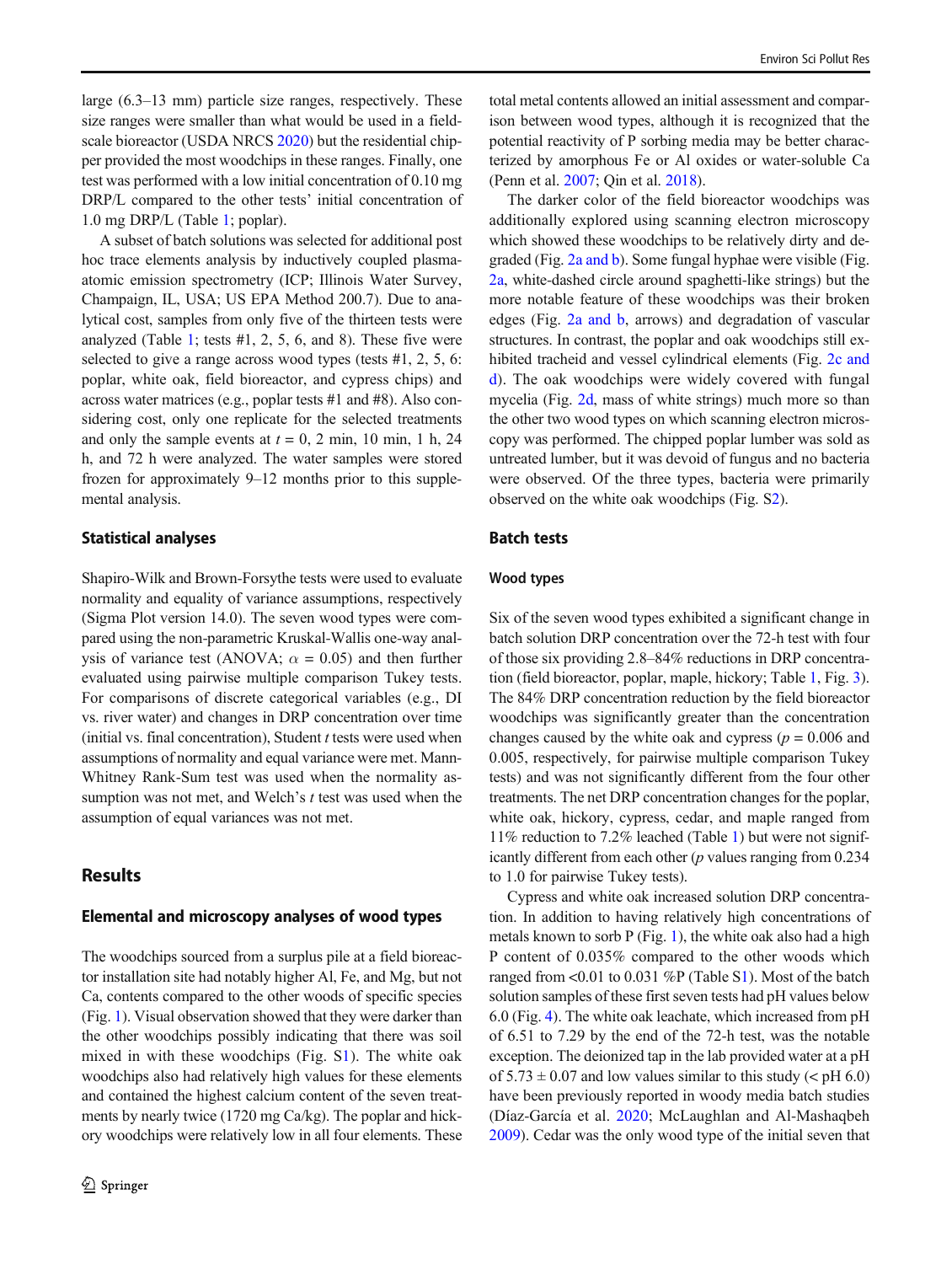large (6.3–13 mm) particle size ranges, respectively. These size ranges were smaller than what would be used in a field-scale bioreactor (USDA NRCS 2020) but the residential chipper provided the most woodchips in these ranges. Finally, one test was performed with a low initial concentration of 0.10 mg DRP/L compared to the other tests' initial concentration of 1.0 mg DRP/L (Table 1; poplar).

A subset of batch solutions was selected for additional post hoc trace elements analysis by inductively coupled plasma-atomic emission spectrometry (ICP; Illinois Water Survey, Champaign, IL, USA; US EPA Method 200.7). Due to analytical cost, samples from only five of the thirteen tests were analyzed (Table 1; tests #1, 2, 5, 6, and 8). These five were selected to give a range across wood types (tests #1, 2, 5, 6: poplar, white oak, field bioreactor, and cypress chips) and across water matrices (e.g., poplar tests #1 and #8). Also considering cost, only one replicate for the selected treatments and only the sample events at $t$ = 0, 2 min, 10 min, 1 h, 24 h, and 72 h were analyzed. The water samples were stored frozen for approximately 9–12 months prior to this supplemental analysis.

### Statistical analyses

Shapiro-Wilk and Brown-Forsythe tests were used to evaluate normality and equality of variance assumptions, respectively (Sigma Plot version 14.0). The seven wood types were compared using the non-parametric Kruskal-Wallis one-way analysis of variance test (ANOVA; $\alpha$ = 0.05) and then further evaluated using pairwise multiple comparison Tukey tests. For comparisons of discrete categorical variables (e.g., DI vs. river water) and changes in DRP concentration over time (initial vs. final concentration), Student $t$ tests were used when assumptions of normality and equal variance were met. Mann-Whitney Rank-Sum test was used when the normality assumption was not met, and Welch's $t$ test was used when the assumption of equal variances was not met.

## Results

### Elemental and microscopy analyses of wood types

The woodchips sourced from a surplus pile at a field bioreactor installation site had notably higher Al, Fe, and Mg, but not Ca, contents compared to the other woods of specific species (Fig. 1). Visual observation showed that they were darker than the other woodchips possibly indicating that there was soil mixed in with these woodchips (Fig. S1). The white oak woodchips also had relatively high values for these elements and contained the highest calcium content of the seven treatments by nearly twice (1720 mg Ca/kg). The poplar and hickory woodchips were relatively low in all four elements. These total metal contents allowed an initial assessment and comparison between wood types, although it is recognized that the potential reactivity of P sorbing media may be better characterized by amorphous Fe or Al oxides or water-soluble Ca (Penn et al. 2007; Qin et al. 2018).

The darker color of the field bioreactor woodchips was additionally explored using scanning electron microscopy which showed these woodchips to be relatively dirty and degraded (Fig. 2a and b). Some fungal hyphae were visible (Fig. 2a, white-dashed circle around spaghetti-like strings) but the more notable feature of these woodchips was their broken edges (Fig. 2a and b, arrows) and degradation of vascular structures. In contrast, the poplar and oak woodchips still exhibited tracheid and vessel cylindrical elements (Fig. 2c and d). The oak woodchips were widely covered with fungal mycelia (Fig. 2d, mass of white strings) much more so than the other two wood types on which scanning electron microscopy was performed. The chipped poplar lumber was sold as untreated lumber, but it was devoid of fungus and no bacteria were observed. Of the three types, bacteria were primarily observed on the white oak woodchips (Fig. S2).

### Batch tests

#### Wood types

Six of the seven wood types exhibited a significant change in batch solution DRP concentration over the 72-h test with four of those six providing 2.8–84% reductions in DRP concentration (field bioreactor, poplar, maple, hickory; Table 1, Fig. 3). The 84% DRP concentration reduction by the field bioreactor woodchips was significantly greater than the concentration changes caused by the white oak and cypress ($p$ = 0.006 and 0.005, respectively, for pairwise multiple comparison Tukey tests) and was not significantly different from the four other treatments. The net DRP concentration changes for the poplar, white oak, hickory, cypress, cedar, and maple ranged from 11% reduction to 7.2% leached (Table 1) but were not significantly different from each other ($p$ values ranging from 0.234 to 1.0 for pairwise Tukey tests).

Cypress and white oak increased solution DRP concentration. In addition to having relatively high concentrations of metals known to sorb P (Fig. 1), the white oak also had a high P content of 0.035% compared to the other woods which ranged from <0.01 to 0.031 %P (Table S1). Most of the batch solution samples of these first seven tests had pH values below 6.0 (Fig. 4). The white oak leachate, which increased from pH of 6.51 to 7.29 by the end of the 72-h test, was the notable exception. The deionized tap in the lab provided water at a pH of 5.73 ± 0.07 and low values similar to this study (< pH 6.0) have been previously reported in woody media batch studies (Díaz-García et al. 2020; McLaughlan and Al-Mashaqbeh 2009). Cedar was the only wood type of the initial seven that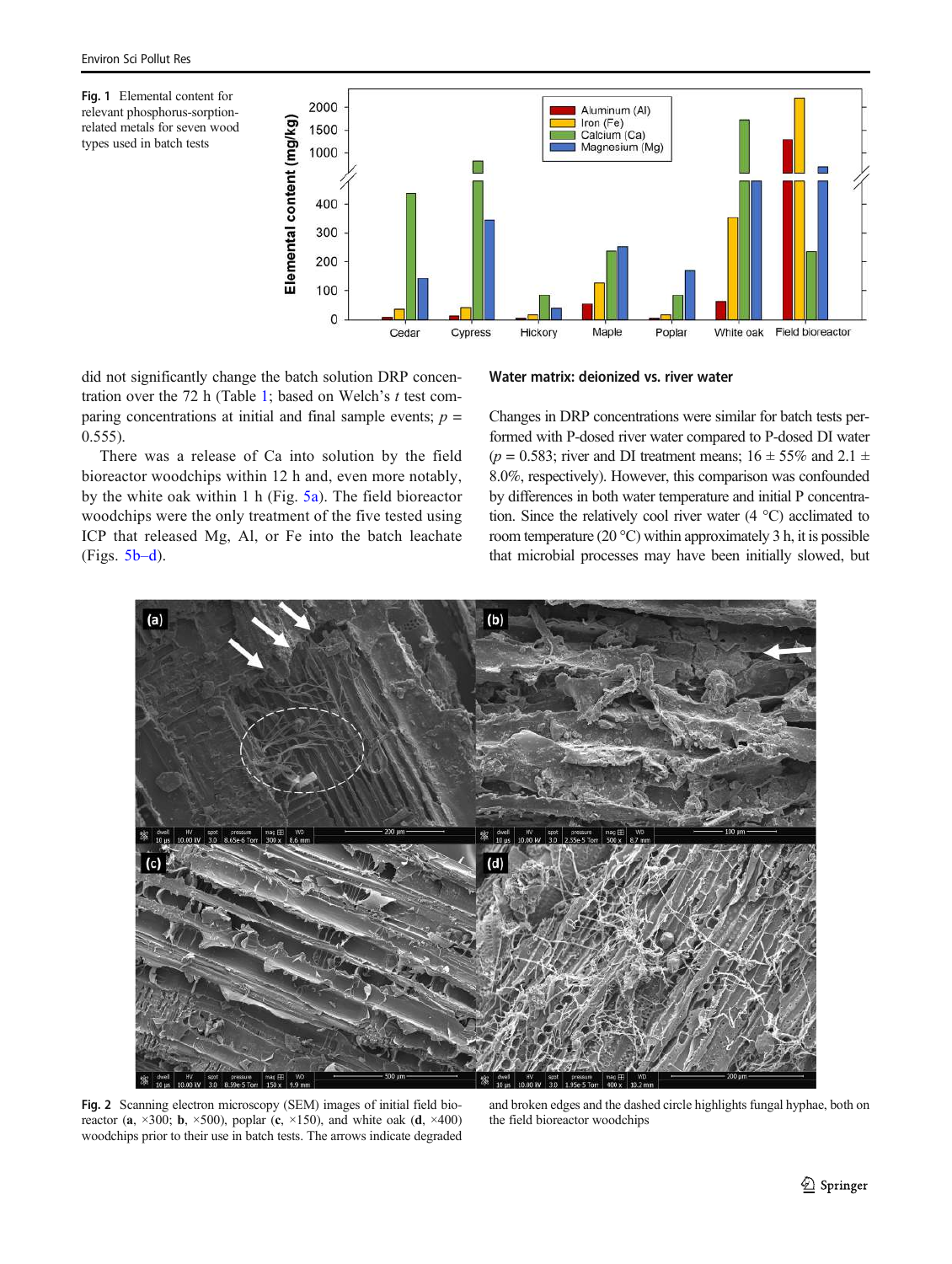Fig. 1 Elemental content for relevant phosphorus-sorption-related metals for seven wood types used in batch tests

did not significantly change the batch solution DRP concentration over the 72 h (Table 1; based on Welch's *t* test comparing concentrations at initial and final sample events; $p$ = 0.555).

There was a release of Ca into solution by the field bioreactor woodchips within 12 h and, even more notably, by the white oak within 1 h (Fig. 5a). The field bioreactor woodchips were the only treatment of the five tested using ICP that released Mg, Al, or Fe into the batch leachate (Figs. 5b–d).

## Water matrix: deionized vs. river water

Changes in DRP concentrations were similar for batch tests performed with P-dosed river water compared to P-dosed DI water ($p$ = 0.583; river and DI treatment means; 16 ± 55% and 2.1 ± 8.0%, respectively). However, this comparison was confounded by differences in both water temperature and initial P concentration. Since the relatively cool river water (4 °C) acclimated to room temperature (20 °C) within approximately 3 h, it is possible that microbial processes may have been initially slowed, but

Fig. 2 Scanning electron microscopy (SEM) images of initial field bioreactor (**a**, ×300; **b**, ×500), poplar (**c**, ×150), and white oak (**d**, ×400) woodchips prior to their use in batch tests. The arrows indicate degraded and broken edges and the dashed circle highlights fungal hyphae, both on the field bioreactor woodchips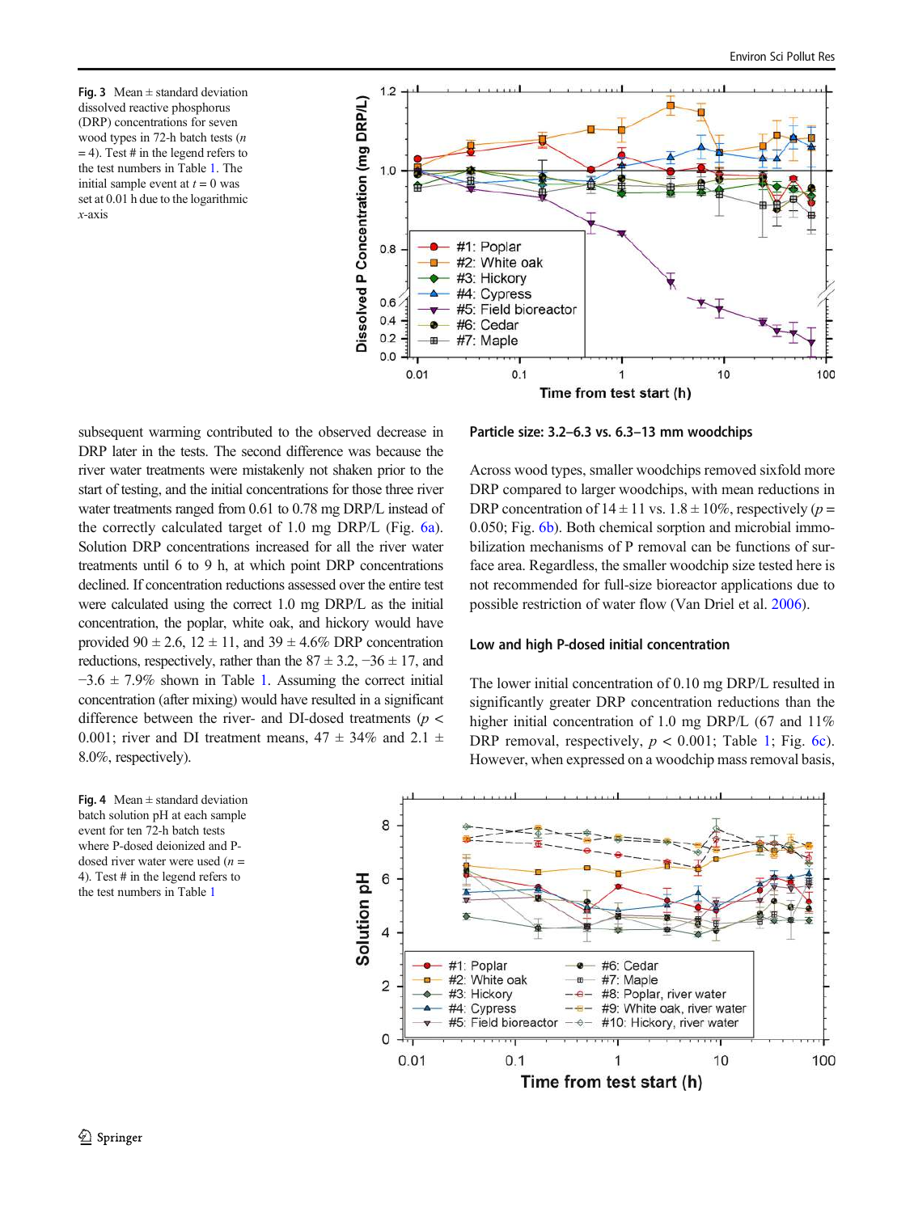Fig. 3 Mean ± standard deviation dissolved reactive phosphorus (DRP) concentrations for seven wood types in 72-h batch tests ($n$ = 4). Test # in the legend refers to the test numbers in Table 1. The initial sample event at $t$ = 0 was set at 0.01 h due to the logarithmic $x$-axis

subsequent warming contributed to the observed decrease in DRP later in the tests. The second difference was because the river water treatments were mistakenly not shaken prior to the start of testing, and the initial concentrations for those three river water treatments ranged from 0.61 to 0.78 mg DRP/L instead of the correctly calculated target of 1.0 mg DRP/L (Fig. 6a). Solution DRP concentrations increased for all the river water treatments until 6 to 9 h, at which point DRP concentrations declined. If concentration reductions assessed over the entire test were calculated using the correct 1.0 mg DRP/L as the initial concentration, the poplar, white oak, and hickory would have provided 90 ± 2.6, 12 ± 11, and 39 ± 4.6% DRP concentration reductions, respectively, rather than the 87 ± 3.2, −36 ± 17, and −3.6 ± 7.9% shown in Table 1. Assuming the correct initial concentration (after mixing) would have resulted in a significant difference between the river- and DI-dosed treatments ($p$ < 0.001; river and DI treatment means, 47 ± 34% and 2.1 ± 8.0%, respectively).

### Particle size: 3.2–6.3 vs. 6.3–13 mm woodchips

Across wood types, smaller woodchips removed sixfold more DRP compared to larger woodchips, with mean reductions in DRP concentration of 14 ± 11 vs. 1.8 ± 10%, respectively ($p$ = 0.050; Fig. 6b). Both chemical sorption and microbial immobilization mechanisms of P removal can be functions of surface area. Regardless, the smaller woodchip size tested here is not recommended for full-size bioreactor applications due to possible restriction of water flow (Van Driel et al. 2006).

### Low and high P-dosed initial concentration

The lower initial concentration of 0.10 mg DRP/L resulted in significantly greater DRP concentration reductions than the higher initial concentration of 1.0 mg DRP/L (67 and 11% DRP removal, respectively, $p$ < 0.001; Table 1; Fig. 6c). However, when expressed on a woodchip mass removal basis,

Fig. 4 Mean ± standard deviation batch solution pH at each sample event for ten 72-h batch tests where P-dosed deionized and P-dosed river water were used ($n$ = 4). Test # in the legend refers to the test numbers in Table 1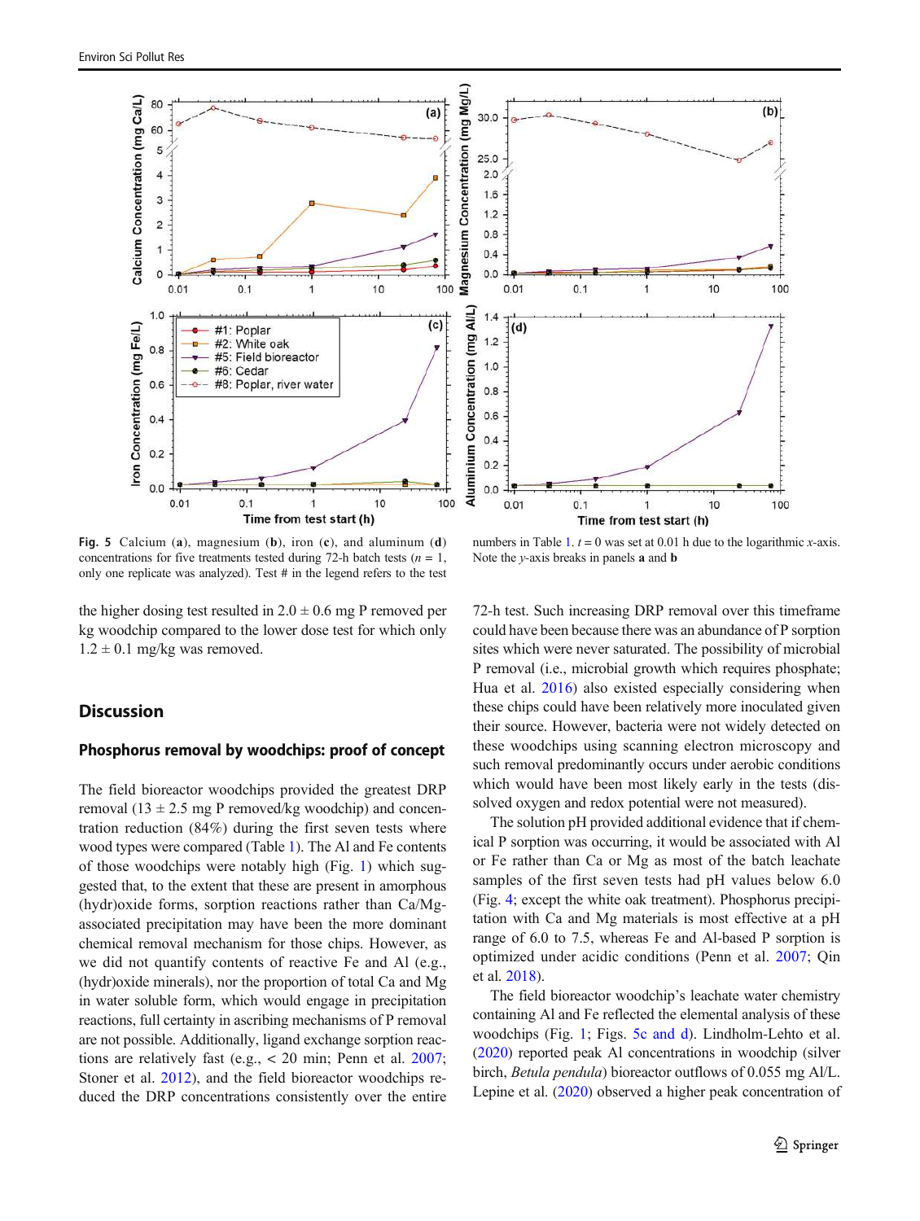Fig. 5 Calcium (**a**), magnesium (**b**), iron (**c**), and aluminum (**d**) concentrations for five treatments tested during 72-h batch tests ($n = 1$, only one replicate was analyzed). Test # in the legend refers to the test numbers in Table 1. $t = 0$ was set at 0.01 h due to the logarithmic $x$-axis. Note the $y$-axis breaks in panels **a** and **b**

the higher dosing test resulted in 2.0 ± 0.6 mg P removed per kg woodchip compared to the lower dose test for which only 1.2 ± 0.1 mg/kg was removed.

## Discussion

### Phosphorus removal by woodchips: proof of concept

The field bioreactor woodchips provided the greatest DRP removal (13 ± 2.5 mg P removed/kg woodchip) and concentration reduction (84%) during the first seven tests where wood types were compared (Table 1). The Al and Fe contents of those woodchips were notably high (Fig. 1) which suggested that, to the extent that these are present in amorphous (hydr)oxide forms, sorption reactions rather than Ca/Mg-associated precipitation may have been the more dominant chemical removal mechanism for those chips. However, as we did not quantify contents of reactive Fe and Al (e.g., (hydr)oxide minerals), nor the proportion of total Ca and Mg in water soluble form, which would engage in precipitation reactions, full certainty in ascribing mechanisms of P removal are not possible. Additionally, ligand exchange sorption reactions are relatively fast (e.g., < 20 min; Penn et al. 2007; Stoner et al. 2012), and the field bioreactor woodchips reduced the DRP concentrations consistently over the entire 72-h test. Such increasing DRP removal over this timeframe could have been because there was an abundance of P sorption sites which were never saturated. The possibility of microbial P removal (i.e., microbial growth which requires phosphate; Hua et al. 2016) also existed especially considering when these chips could have been relatively more inoculated given their source. However, bacteria were not widely detected on these woodchips using scanning electron microscopy and such removal predominantly occurs under aerobic conditions which would have been most likely early in the tests (dissolved oxygen and redox potential were not measured).

The solution pH provided additional evidence that if chemical P sorption was occurring, it would be associated with Al or Fe rather than Ca or Mg as most of the batch leachate samples of the first seven tests had pH values below 6.0 (Fig. 4; except the white oak treatment). Phosphorus precipitation with Ca and Mg materials is most effective at a pH range of 6.0 to 7.5, whereas Fe and Al-based P sorption is optimized under acidic conditions (Penn et al. 2007; Qin et al. 2018).

The field bioreactor woodchip's leachate water chemistry containing Al and Fe reflected the elemental analysis of these woodchips (Fig. 1; Figs. 5c and d). Lindholm-Lehto et al. (2020) reported peak Al concentrations in woodchip (silver birch, *Betula pendula*) bioreactor outflows of 0.055 mg Al/L. Lepine et al. (2020) observed a higher peak concentration of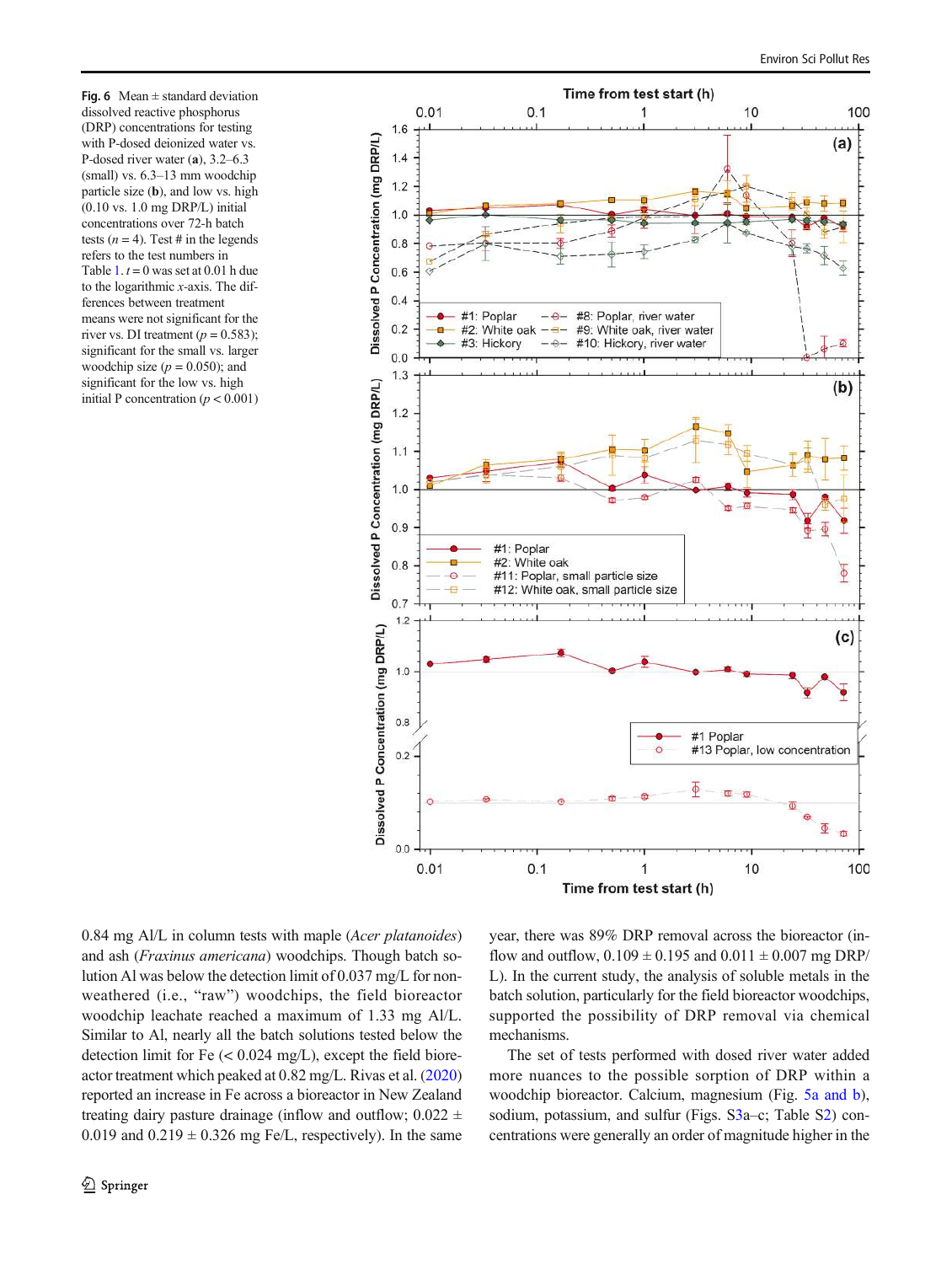Fig. 6 Mean ± standard deviation dissolved reactive phosphorus (DRP) concentrations for testing with P-dosed deionized water vs. P-dosed river water (**a**), 3.2–6.3 (small) vs. 6.3–13 mm woodchip particle size (**b**), and low vs. high (0.10 vs. 1.0 mg DRP/L) initial concentrations over 72-h batch tests ($n = 4$). Test # in the legends refers to the test numbers in Table 1. $t = 0$ was set at 0.01 h due to the logarithmic $x$-axis. The differences between treatment means were not significant for the river vs. DI treatment ($p = 0.583$); significant for the small vs. larger woodchip size ($p = 0.050$); and significant for the low vs. high initial P concentration ($p < 0.001$)

0.84 mg Al/L in column tests with maple (*Acer platanoides*) and ash (*Fraxinus americana*) woodchips. Though batch solution Al was below the detection limit of 0.037 mg/L for non-weathered (i.e., "raw") woodchips, the field bioreactor woodchip leachate reached a maximum of 1.33 mg Al/L. Similar to Al, nearly all the batch solutions tested below the detection limit for Fe (< 0.024 mg/L), except the field bioreactor treatment which peaked at 0.82 mg/L. Rivas et al. (2020) reported an increase in Fe across a bioreactor in New Zealand treating dairy pasture drainage (inflow and outflow; 0.022 ± 0.019 and 0.219 ± 0.326 mg Fe/L, respectively). In the same year, there was 89% DRP removal across the bioreactor (inflow and outflow, 0.109 ± 0.195 and 0.011 ± 0.007 mg DRP/L). In the current study, the analysis of soluble metals in the batch solution, particularly for the field bioreactor woodchips, supported the possibility of DRP removal via chemical mechanisms.

The set of tests performed with dosed river water added more nuances to the possible sorption of DRP within a woodchip bioreactor. Calcium, magnesium (Fig. 5a and b), sodium, potassium, and sulfur (Figs. S3a–c; Table S2) concentrations were generally an order of magnitude higher in the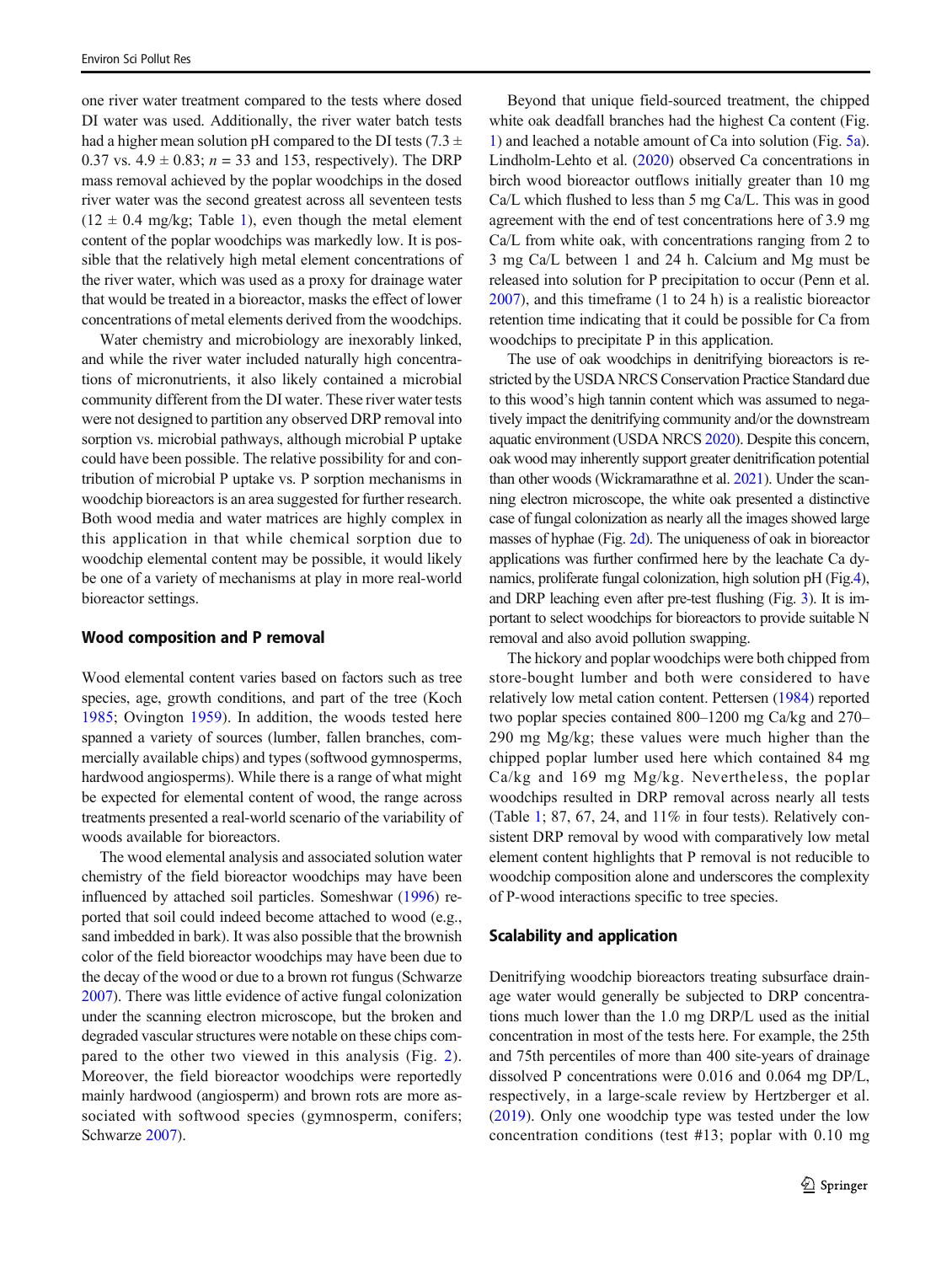one river water treatment compared to the tests where dosed DI water was used. Additionally, the river water batch tests had a higher mean solution pH compared to the DI tests ($7.3 \pm 0.37$ vs. $4.9 \pm 0.83$; $n = 33$ and 153, respectively). The DRP mass removal achieved by the poplar woodchips in the dosed river water was the second greatest across all seventeen tests ($12 \pm 0.4$ mg/kg; Table 1), even though the metal element content of the poplar woodchips was markedly low. It is possible that the relatively high metal element concentrations of the river water, which was used as a proxy for drainage water that would be treated in a bioreactor, masks the effect of lower concentrations of metal elements derived from the woodchips.

Water chemistry and microbiology are inexorably linked, and while the river water included naturally high concentrations of micronutrients, it also likely contained a microbial community different from the DI water. These river water tests were not designed to partition any observed DRP removal into sorption vs. microbial pathways, although microbial P uptake could have been possible. The relative possibility for and contribution of microbial P uptake vs. P sorption mechanisms in woodchip bioreactors is an area suggested for further research. Both wood media and water matrices are highly complex in this application in that while chemical sorption due to woodchip elemental content may be possible, it would likely be one of a variety of mechanisms at play in more real-world bioreactor settings.

## Wood composition and P removal

Wood elemental content varies based on factors such as tree species, age, growth conditions, and part of the tree (Koch 1985; Ovington 1959). In addition, the woods tested here spanned a variety of sources (lumber, fallen branches, commercially available chips) and types (softwood gymnosperms, hardwood angiosperms). While there is a range of what might be expected for elemental content of wood, the range across treatments presented a real-world scenario of the variability of woods available for bioreactors.

The wood elemental analysis and associated solution water chemistry of the field bioreactor woodchips may have been influenced by attached soil particles. Someshwar (1996) reported that soil could indeed become attached to wood (e.g., sand imbedded in bark). It was also possible that the brownish color of the field bioreactor woodchips may have been due to the decay of the wood or due to a brown rot fungus (Schwarze 2007). There was little evidence of active fungal colonization under the scanning electron microscope, but the broken and degraded vascular structures were notable on these chips compared to the other two viewed in this analysis (Fig. 2). Moreover, the field bioreactor woodchips were reportedly mainly hardwood (angiosperm) and brown rots are more associated with softwood species (gymnosperm, conifers; Schwarze 2007).

Beyond that unique field-sourced treatment, the chipped white oak deadfall branches had the highest Ca content (Fig. 1) and leached a notable amount of Ca into solution (Fig. 5a). Lindholm-Lehto et al. (2020) observed Ca concentrations in birch wood bioreactor outflows initially greater than 10 mg Ca/L which flushed to less than 5 mg Ca/L. This was in good agreement with the end of test concentrations here of 3.9 mg Ca/L from white oak, with concentrations ranging from 2 to 3 mg Ca/L between 1 and 24 h. Calcium and Mg must be released into solution for P precipitation to occur (Penn et al. 2007), and this timeframe (1 to 24 h) is a realistic bioreactor retention time indicating that it could be possible for Ca from woodchips to precipitate P in this application.

The use of oak woodchips in denitrifying bioreactors is restricted by the USDA NRCS Conservation Practice Standard due to this wood's high tannin content which was assumed to negatively impact the denitrifying community and/or the downstream aquatic environment (USDA NRCS 2020). Despite this concern, oak wood may inherently support greater denitrification potential than other woods (Wickramarathne et al. 2021). Under the scanning electron microscope, the white oak presented a distinctive case of fungal colonization as nearly all the images showed large masses of hyphae (Fig. 2d). The uniqueness of oak in bioreactor applications was further confirmed here by the leachate Ca dynamics, proliferate fungal colonization, high solution pH (Fig.4), and DRP leaching even after pre-test flushing (Fig. 3). It is important to select woodchips for bioreactors to provide suitable N removal and also avoid pollution swapping.

The hickory and poplar woodchips were both chipped from store-bought lumber and both were considered to have relatively low metal cation content. Pettersen (1984) reported two poplar species contained 800–1200 mg Ca/kg and 270–290 mg Mg/kg; these values were much higher than the chipped poplar lumber used here which contained 84 mg Ca/kg and 169 mg Mg/kg. Nevertheless, the poplar woodchips resulted in DRP removal across nearly all tests (Table 1; 87, 67, 24, and 11% in four tests). Relatively consistent DRP removal by wood with comparatively low metal element content highlights that P removal is not reducible to woodchip composition alone and underscores the complexity of P-wood interactions specific to tree species.

## Scalability and application

Denitrifying woodchip bioreactors treating subsurface drainage water would generally be subjected to DRP concentrations much lower than the 1.0 mg DRP/L used as the initial concentration in most of the tests here. For example, the 25th and 75th percentiles of more than 400 site-years of drainage dissolved P concentrations were 0.016 and 0.064 mg DP/L, respectively, in a large-scale review by Hertzberger et al. (2019). Only one woodchip type was tested under the low concentration conditions (test #13; poplar with 0.10 mg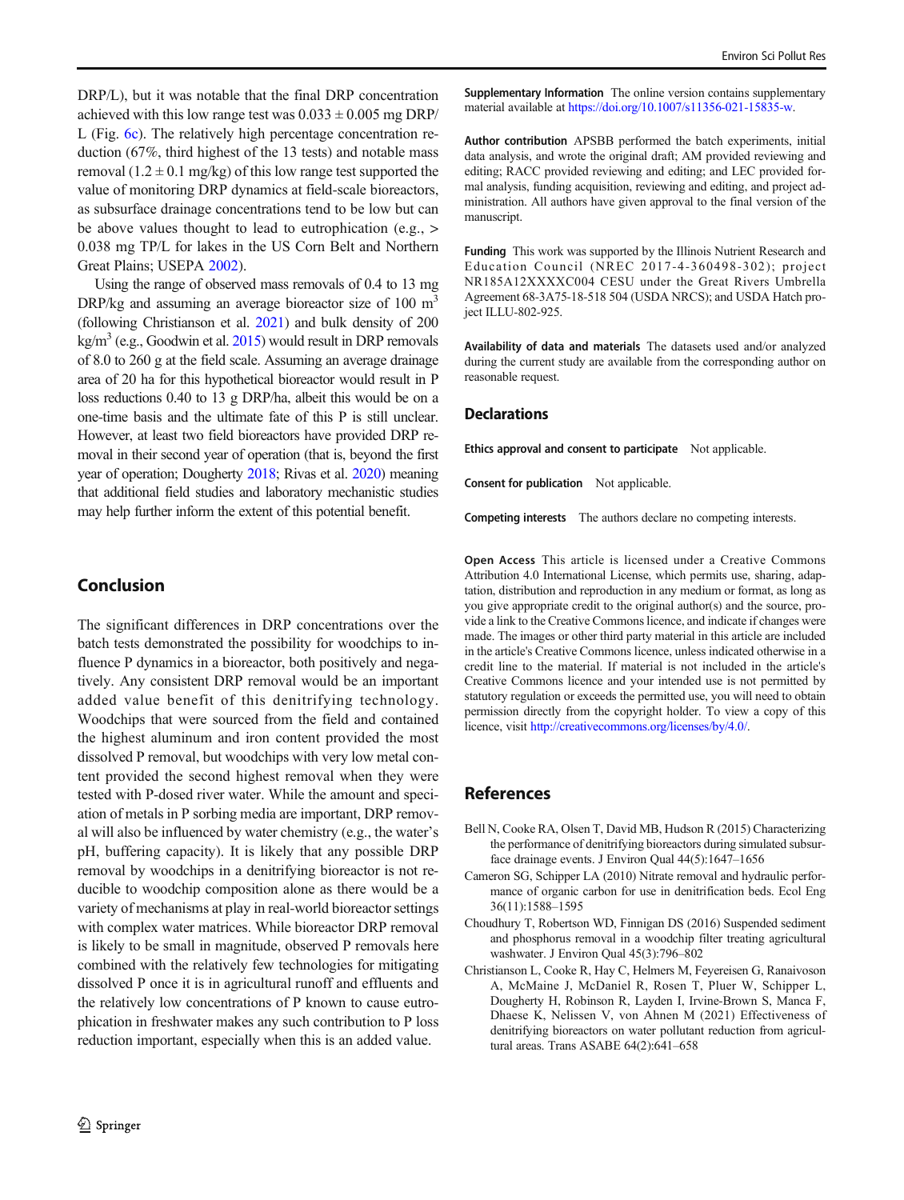DRP/L), but it was notable that the final DRP concentration achieved with this low range test was 0.033 ± 0.005 mg DRP/L (Fig. 6c). The relatively high percentage concentration reduction (67%, third highest of the 13 tests) and notable mass removal (1.2 ± 0.1 mg/kg) of this low range test supported the value of monitoring DRP dynamics at field-scale bioreactors, as subsurface drainage concentrations tend to be low but can be above values thought to lead to eutrophication (e.g., > 0.038 mg TP/L for lakes in the US Corn Belt and Northern Great Plains; USEPA 2002).

Using the range of observed mass removals of 0.4 to 13 mg DRP/kg and assuming an average bioreactor size of 100 $m^3$ (following Christianson et al. 2021) and bulk density of 200 $kg/m^3$ (e.g., Goodwin et al. 2015) would result in DRP removals of 8.0 to 260 g at the field scale. Assuming an average drainage area of 20 ha for this hypothetical bioreactor would result in P loss reductions 0.40 to 13 g DRP/ha, albeit this would be on a one-time basis and the ultimate fate of this P is still unclear. However, at least two field bioreactors have provided DRP removal in their second year of operation (that is, beyond the first year of operation; Dougherty 2018; Rivas et al. 2020) meaning that additional field studies and laboratory mechanistic studies may help further inform the extent of this potential benefit.

## Conclusion

The significant differences in DRP concentrations over the batch tests demonstrated the possibility for woodchips to influence P dynamics in a bioreactor, both positively and negatively. Any consistent DRP removal would be an important added value benefit of this denitrifying technology. Woodchips that were sourced from the field and contained the highest aluminum and iron content provided the most dissolved P removal, but woodchips with very low metal content provided the second highest removal when they were tested with P-dosed river water. While the amount and speciation of metals in P sorbing media are important, DRP removal will also be influenced by water chemistry (e.g., the water's pH, buffering capacity). It is likely that any possible DRP removal by woodchips in a denitrifying bioreactor is not reducible to woodchip composition alone as there would be a variety of mechanisms at play in real-world bioreactor settings with complex water matrices. While bioreactor DRP removal is likely to be small in magnitude, observed P removals here combined with the relatively few technologies for mitigating dissolved P once it is in agricultural runoff and effluents and the relatively low concentrations of P known to cause eutrophication in freshwater makes any such contribution to P loss reduction important, especially when this is an added value.

**Supplementary Information** The online version contains supplementary material available at https://doi.org/10.1007/s11356-021-15835-w.

**Author contribution** APSBB performed the batch experiments, initial data analysis, and wrote the original draft; AM provided reviewing and editing; RACC provided reviewing and editing; and LEC provided formal analysis, funding acquisition, reviewing and editing, and project administration. All authors have given approval to the final version of the manuscript.

**Funding** This work was supported by the Illinois Nutrient Research and Education Council (NREC 2017-4-360498-302); project NR185A12XXXXC004 CESU under the Great Rivers Umbrella Agreement 68-3A75-18-518 504 (USDA NRCS); and USDA Hatch project ILLU-802-925.

**Availability of data and materials** The datasets used and/or analyzed during the current study are available from the corresponding author on reasonable request.

## Declarations

**Ethics approval and consent to participate** Not applicable.

**Consent for publication** Not applicable.

**Competing interests** The authors declare no competing interests.

**Open Access** This article is licensed under a Creative Commons Attribution 4.0 International License, which permits use, sharing, adaptation, distribution and reproduction in any medium or format, as long as you give appropriate credit to the original author(s) and the source, provide a link to the Creative Commons licence, and indicate if changes were made. The images or other third party material in this article are included in the article's Creative Commons licence, unless indicated otherwise in a credit line to the material. If material is not included in the article's Creative Commons licence and your intended use is not permitted by statutory regulation or exceeds the permitted use, you will need to obtain permission directly from the copyright holder. To view a copy of this licence, visit http://creativecommons.org/licenses/by/4.0/.

## References

Bell N, Cooke RA, Olsen T, David MB, Hudson R (2015) Characterizing the performance of denitrifying bioreactors during simulated subsurface drainage events. J Environ Qual 44(5):1647–1656

Cameron SG, Schipper LA (2010) Nitrate removal and hydraulic performance of organic carbon for use in denitrification beds. Ecol Eng 36(11):1588–1595

Choudhury T, Robertson WD, Finnigan DS (2016) Suspended sediment and phosphorus removal in a woodchip filter treating agricultural washwater. J Environ Qual 45(3):796–802

Christianson L, Cooke R, Hay C, Helmers M, Feyereisen G, Ranaivoson A, McMaine J, McDaniel R, Rosen T, Pluer W, Schipper L, Dougherty H, Robinson R, Layden I, Irvine-Brown S, Manca F, Dhaese K, Nelissen V, von Ahnen M (2021) Effectiveness of denitrifying bioreactors on water pollutant reduction from agricultural areas. Trans ASABE 64(2):641–658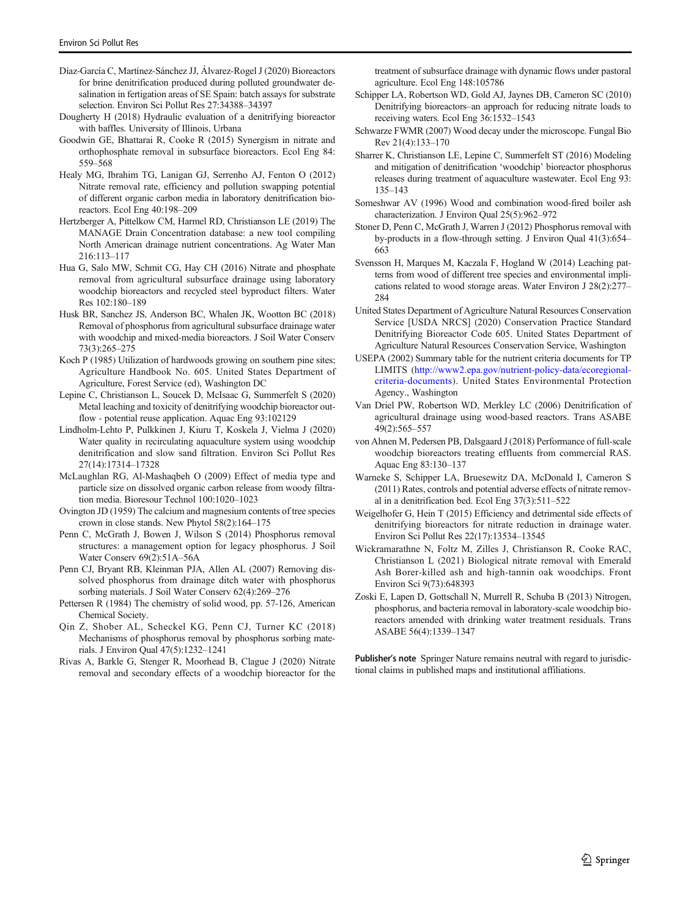Díaz-García C, Martínez-Sánchez JJ, Álvarez-Rogel J (2020) Bioreactors for brine denitrification produced during polluted groundwater desalination in fertigation areas of SE Spain: batch assays for substrate selection. Environ Sci Pollut Res 27:34388–34397

Dougherty H (2018) Hydraulic evaluation of a denitrifying bioreactor with baffles. University of Illinois, Urbana

Goodwin GE, Bhattarai R, Cooke R (2015) Synergism in nitrate and orthophosphate removal in subsurface bioreactors. Ecol Eng 84: 559–568

Healy MG, Ibrahim TG, Lanigan GJ, Serrenho AJ, Fenton O (2012) Nitrate removal rate, efficiency and pollution swapping potential of different organic carbon media in laboratory denitrification bioreactors. Ecol Eng 40:198–209

Hertzberger A, Pittelkow CM, Harmel RD, Christianson LE (2019) The MANAGE Drain Concentration database: a new tool compiling North American drainage nutrient concentrations. Ag Water Man 216:113–117

Hua G, Salo MW, Schmit CG, Hay CH (2016) Nitrate and phosphate removal from agricultural subsurface drainage using laboratory woodchip bioreactors and recycled steel byproduct filters. Water Res 102:180–189

Husk BR, Sanchez JS, Anderson BC, Whalen JK, Wootton BC (2018) Removal of phosphorus from agricultural subsurface drainage water with woodchip and mixed-media bioreactors. J Soil Water Conserv 73(3):265–275

Koch P (1985) Utilization of hardwoods growing on southern pine sites; Agriculture Handbook No. 605. United States Department of Agriculture, Forest Service (ed), Washington DC

Lepine C, Christianson L, Soucek D, McIsaac G, Summerfelt S (2020) Metal leaching and toxicity of denitrifying woodchip bioreactor outflow - potential reuse application. Aquac Eng 93:102129

Lindholm-Lehto P, Pulkkinen J, Kiuru T, Koskela J, Vielma J (2020) Water quality in recirculating aquaculture system using woodchip denitrification and slow sand filtration. Environ Sci Pollut Res 27(14):17314–17328

McLaughlan RG, Al-Mashaqbeh O (2009) Effect of media type and particle size on dissolved organic carbon release from woody filtration media. Bioresour Technol 100:1020–1023

Ovington JD (1959) The calcium and magnesium contents of tree species crown in close stands. New Phytol 58(2):164–175

Penn C, McGrath J, Bowen J, Wilson S (2014) Phosphorus removal structures: a management option for legacy phosphorus. J Soil Water Conserv 69(2):51A–56A

Penn CJ, Bryant RB, Kleinman PJA, Allen AL (2007) Removing dissolved phosphorus from drainage ditch water with phosphorus sorbing materials. J Soil Water Conserv 62(4):269–276

Pettersen R (1984) The chemistry of solid wood, pp. 57-126, American Chemical Society.

Qin Z, Shober AL, Scheckel KG, Penn CJ, Turner KC (2018) Mechanisms of phosphorus removal by phosphorus sorbing materials. J Environ Qual 47(5):1232–1241

Rivas A, Barkle G, Stenger R, Moorhead B, Clague J (2020) Nitrate removal and secondary effects of a woodchip bioreactor for the treatment of subsurface drainage with dynamic flows under pastoral agriculture. Ecol Eng 148:105786

Schipper LA, Robertson WD, Gold AJ, Jaynes DB, Cameron SC (2010) Denitrifying bioreactors–an approach for reducing nitrate loads to receiving waters. Ecol Eng 36:1532–1543

Schwarze FWMR (2007) Wood decay under the microscope. Fungal Bio Rev 21(4):133–170

Sharrer K, Christianson LE, Lepine C, Summerfelt ST (2016) Modeling and mitigation of denitrification 'woodchip' bioreactor phosphorus releases during treatment of aquaculture wastewater. Ecol Eng 93: 135–143

Someshwar AV (1996) Wood and combination wood-fired boiler ash characterization. J Environ Qual 25(5):962–972

Stoner D, Penn C, McGrath J, Warren J (2012) Phosphorus removal with by-products in a flow-through setting. J Environ Qual 41(3):654–663

Svensson H, Marques M, Kaczala F, Hogland W (2014) Leaching patterns from wood of different tree species and environmental implications related to wood storage areas. Water Environ J 28(2):277–284

United States Department of Agriculture Natural Resources Conservation Service [USDA NRCS] (2020) Conservation Practice Standard Denitrifying Bioreactor Code 605. United States Department of Agriculture Natural Resources Conservation Service, Washington

USEPA (2002) Summary table for the nutrient criteria documents for TP LIMITS (http://www2.epa.gov/nutrient-policy-data/ecoregional-criteria-documents). United States Environmental Protection Agency., Washington

Van Driel PW, Robertson WD, Merkley LC (2006) Denitrification of agricultural drainage using wood-based reactors. Trans ASABE 49(2):565–557

von Ahnen M, Pedersen PB, Dalsgaard J (2018) Performance of full-scale woodchip bioreactors treating effluents from commercial RAS. Aquac Eng 83:130–137

Warneke S, Schipper LA, Bruesewitz DA, McDonald I, Cameron S (2011) Rates, controls and potential adverse effects of nitrate removal in a denitrification bed. Ecol Eng 37(3):511–522

Weigelhofer G, Hein T (2015) Efficiency and detrimental side effects of denitrifying bioreactors for nitrate reduction in drainage water. Environ Sci Pollut Res 22(17):13534–13545

Wickramarathne N, Foltz M, Zilles J, Christianson R, Cooke RAC, Christianson L (2021) Biological nitrate removal with Emerald Ash Borer-killed ash and high-tannin oak woodchips. Front Environ Sci 9(73):648393

Zoski E, Lapen D, Gottschall N, Murrell R, Schuba B (2013) Nitrogen, phosphorus, and bacteria removal in laboratory-scale woodchip bioreactors amended with drinking water treatment residuals. Trans ASABE 56(4):1339–1347

**Publisher's note** Springer Nature remains neutral with regard to jurisdictional claims in published maps and institutional affiliations.